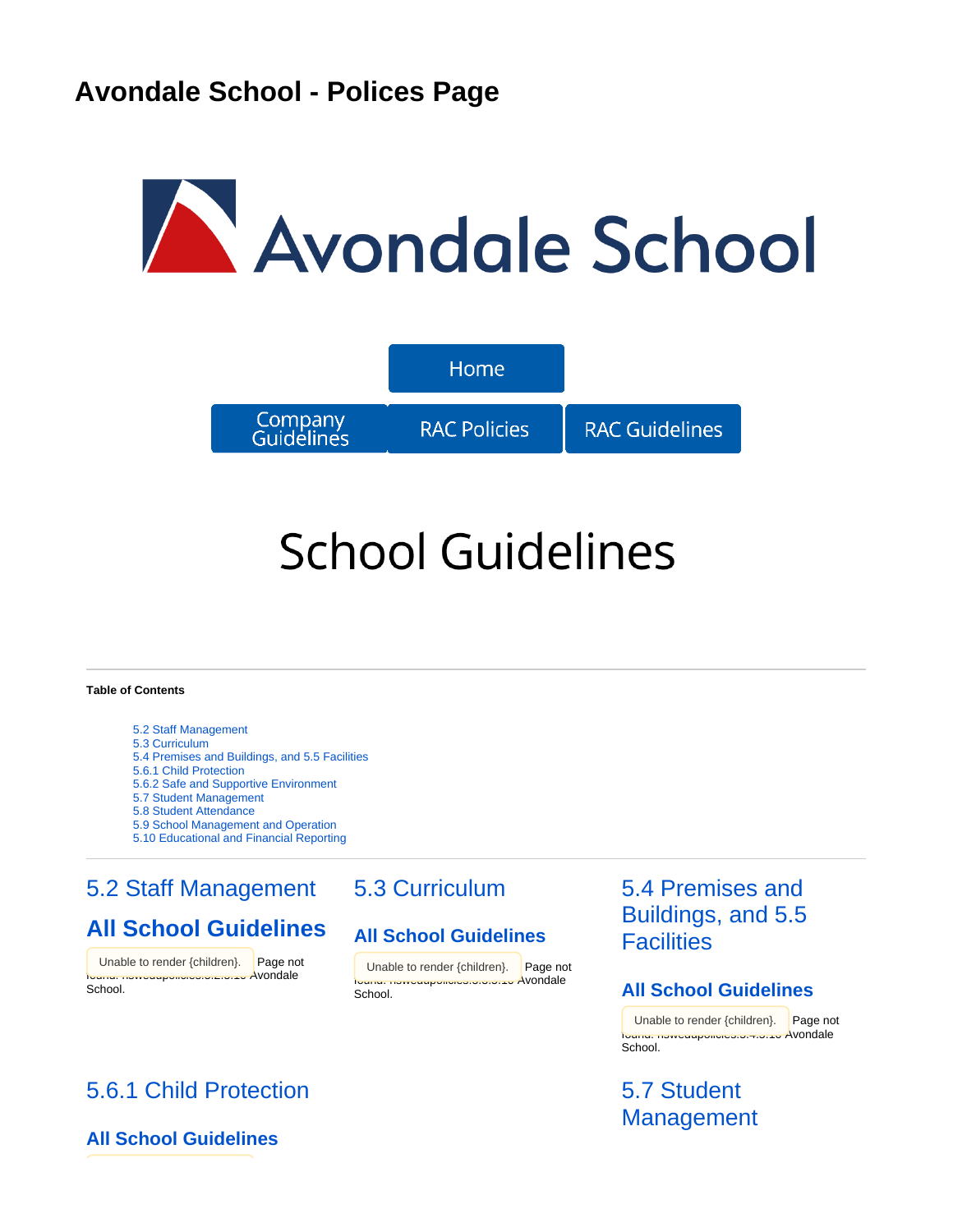# Avondale School - Polices Page

Home

Company Guidelines | RAC Policies | RAC Guidelines

# School Guidelines

**Table of Contents**

- 5.2 Staff Management
- 5.3 Curriculum
- 5.4 Premises and Buildings, and 5.5 Facilities
- 5.6.1 Child Protection
- 5.6.2 Safe and Supportive Environment
- 5.7 Student Management
- 5.8 Student Attendance
- 5.9 School Management and Operation
- 5.10 Educational and Financial Reporting

## 5.2 Staff Management

### All School Guidelines

Unable to render {children}. Page not found: nswedupolicies:5.2.5.10 Avondale School.

## 5.3 Curriculum

### All School Guidelines

Unable to render {children}. Page not found: nswedupolicies:5.3.5.10 Avondale School.

## 5.4 Premises and Buildings, and 5.5 Facilities

### All School Guidelines

Unable to render {children}. Page not found: nswedupolicies:5.4.5.10 Avondale School.

## 5.6.1 Child Protection

### All School Guidelines

## 5.7 Student Management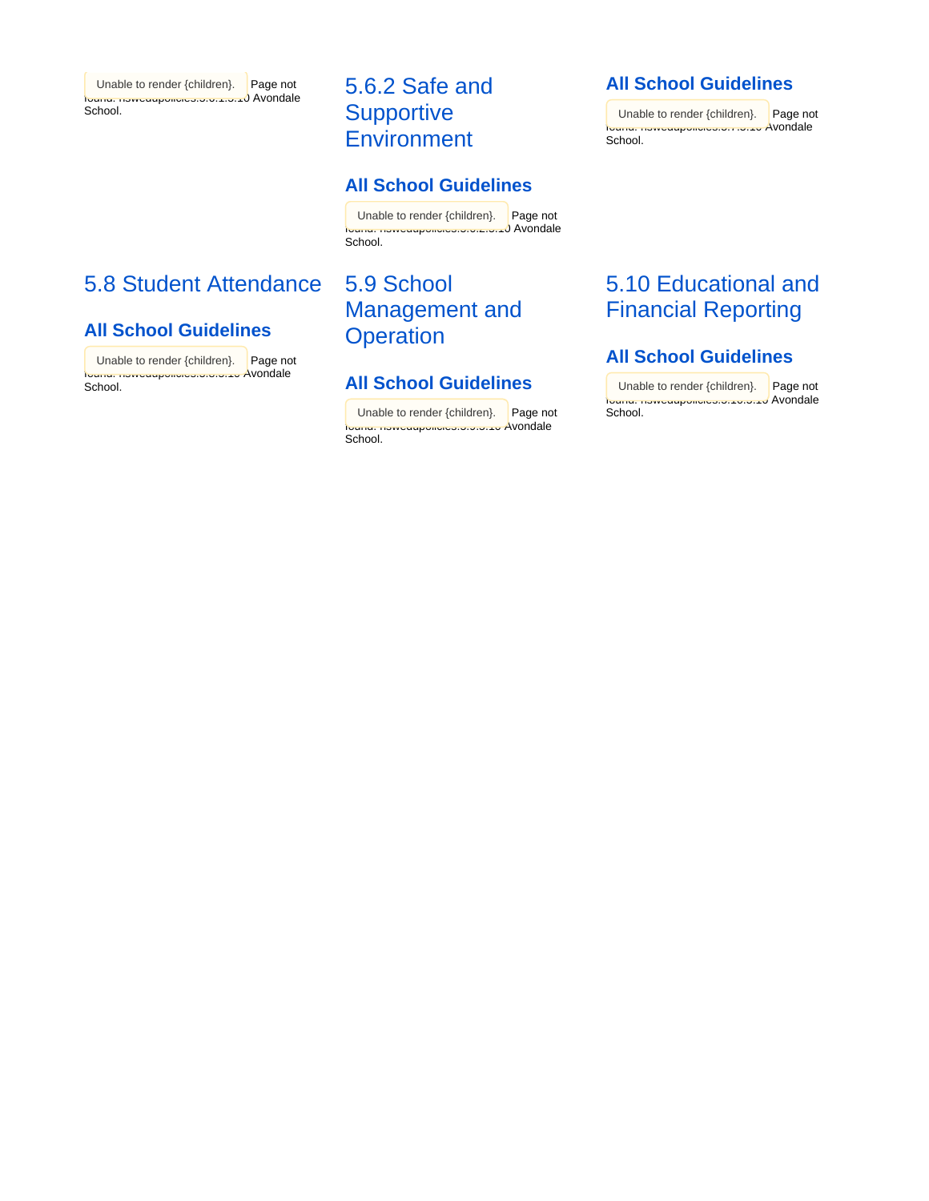Unable to render {children}. Page not found: nswedupolicies.5.6.1.5.10 Avondale School.

## 5.6.2 Safe and Supportive Environment

### All School Guidelines

Unable to render {children}. Page not found: nswedupolicies.5.6.2.5.10 Avondale School.

### All School Guidelines

Unable to render {children}. Page not found: nswedupolicies.5.7.5.10 Avondale School.

## 5.8 Student Attendance

### All School Guidelines

Unable to render {children}. Page not found: nswedupolicies.5.8.5.10 Avondale School.

## 5.9 School Management and Operation

### All School Guidelines

Unable to render {children}. Page not found: nswedupolicies.5.9.5.10 Avondale School.

## 5.10 Educational and Financial Reporting

### All School Guidelines

Unable to render {children}. Page not found: nswedupolicies.5.10.5.10 Avondale School.